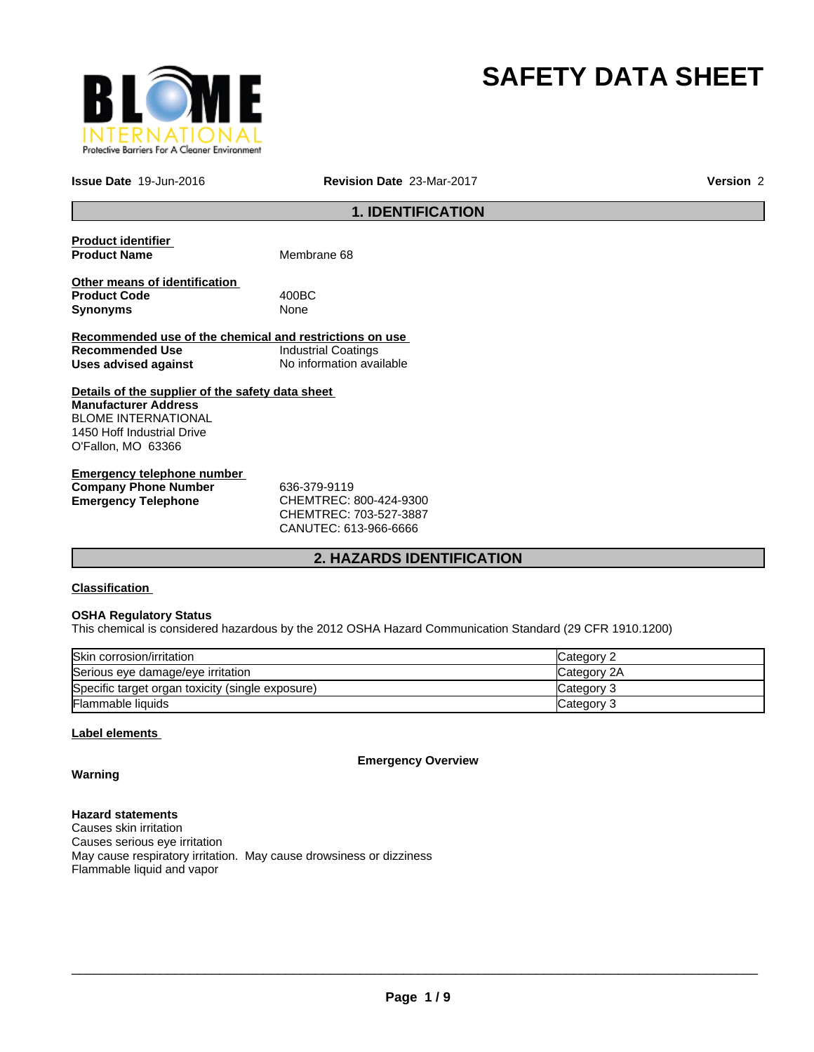# SAFETY DATA SHEET

**Issue Date** 19-Jun-2016 **Revision Date** 23-Mar-2017 **Version** 2

## 1. IDENTIFICATION

**Product identifier**

**Product Name** Membrane 68

**Other means of identification**

**Product Code** 400BC

**Synonyms** None

**Recommended use of the chemical and restrictions on use**

**Recommended Use** Industrial Coatings

**Uses advised against** No information available

**Details of the supplier of the safety data sheet**

**Manufacturer Address**
BLOME INTERNATIONAL
1450 Hoff Industrial Drive
O'Fallon, MO 63366

**Emergency telephone number**

**Company Phone Number** 636-379-9119

**Emergency Telephone** CHEMTREC: 800-424-9300
CHEMTREC: 703-527-3887
CANUTEC: 613-966-6666

## 2. HAZARDS IDENTIFICATION

**Classification**

**OSHA Regulatory Status**
This chemical is considered hazardous by the 2012 OSHA Hazard Communication Standard (29 CFR 1910.1200)

| Hazard | Category |
|---|---|
| Skin corrosion/irritation | Category 2 |
| Serious eye damage/eye irritation | Category 2A |
| Specific target organ toxicity (single exposure) | Category 3 |
| Flammable liquids | Category 3 |

**Label elements**

**Emergency Overview**

**Warning**

**Hazard statements**
Causes skin irritation
Causes serious eye irritation
May cause respiratory irritation. May cause drowsiness or dizziness
Flammable liquid and vapor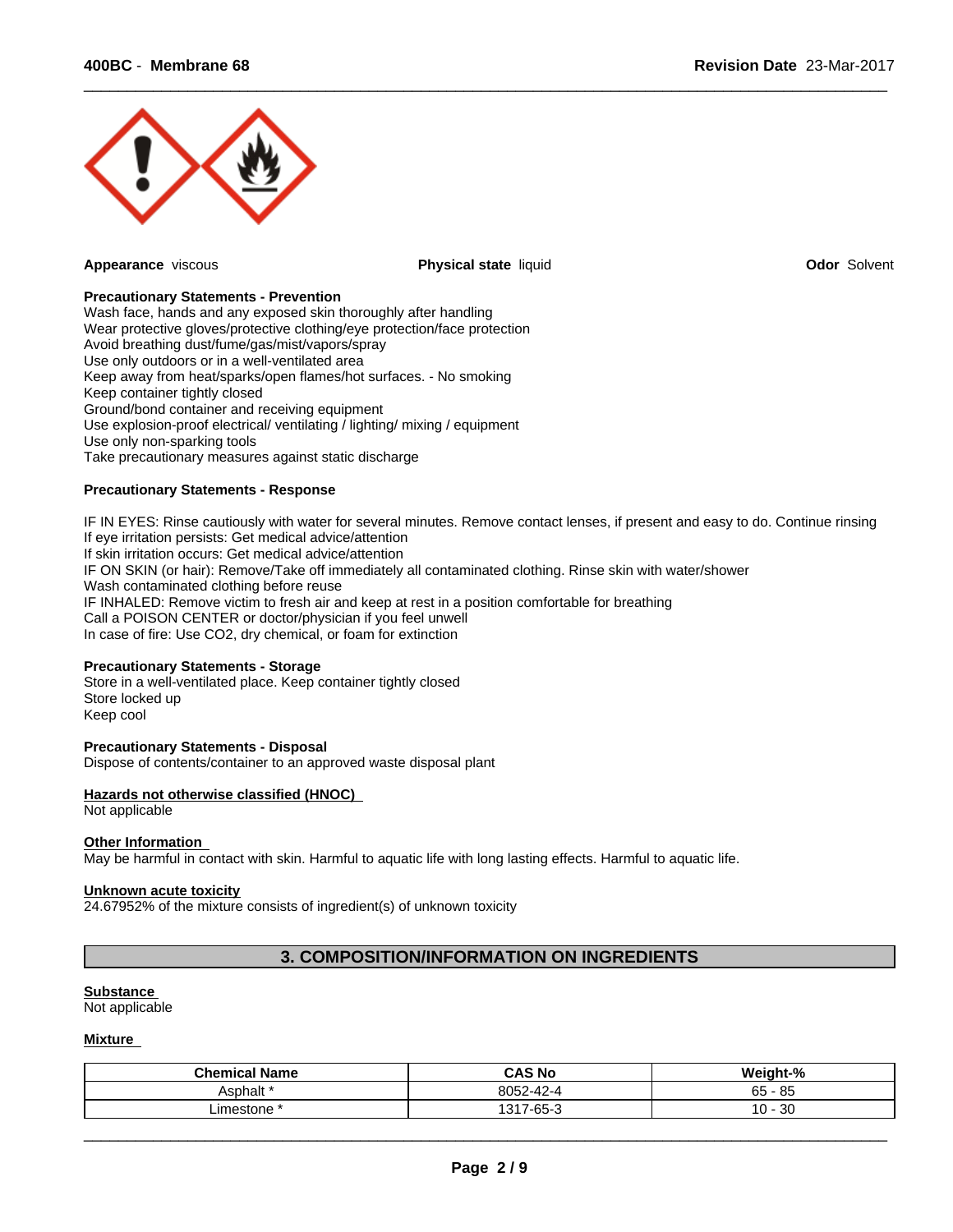**Appearance** viscous | **Physical state** liquid | **Odor** Solvent

**Precautionary Statements - Prevention**

Wash face, hands and any exposed skin thoroughly after handling
Wear protective gloves/protective clothing/eye protection/face protection
Avoid breathing dust/fume/gas/mist/vapors/spray
Use only outdoors or in a well-ventilated area
Keep away from heat/sparks/open flames/hot surfaces. - No smoking
Keep container tightly closed
Ground/bond container and receiving equipment
Use explosion-proof electrical/ ventilating / lighting/ mixing / equipment
Use only non-sparking tools
Take precautionary measures against static discharge

**Precautionary Statements - Response**

IF IN EYES: Rinse cautiously with water for several minutes. Remove contact lenses, if present and easy to do. Continue rinsing
If eye irritation persists: Get medical advice/attention
If skin irritation occurs: Get medical advice/attention
IF ON SKIN (or hair): Remove/Take off immediately all contaminated clothing. Rinse skin with water/shower
Wash contaminated clothing before reuse
IF INHALED: Remove victim to fresh air and keep at rest in a position comfortable for breathing
Call a POISON CENTER or doctor/physician if you feel unwell
In case of fire: Use CO2, dry chemical, or foam for extinction

**Precautionary Statements - Storage**

Store in a well-ventilated place. Keep container tightly closed
Store locked up
Keep cool

**Precautionary Statements - Disposal**

Dispose of contents/container to an approved waste disposal plant

**Hazards not otherwise classified (HNOC)**

Not applicable

**Other Information**

May be harmful in contact with skin. Harmful to aquatic life with long lasting effects. Harmful to aquatic life.

**Unknown acute toxicity**

24.67952% of the mixture consists of ingredient(s) of unknown toxicity

## 3. COMPOSITION/INFORMATION ON INGREDIENTS

**Substance**

Not applicable

**Mixture**

| Chemical Name | CAS No | Weight-% |
|---|---|---|
| Asphalt * | 8052-42-4 | 65 - 85 |
| Limestone * | 1317-65-3 | 10 - 30 |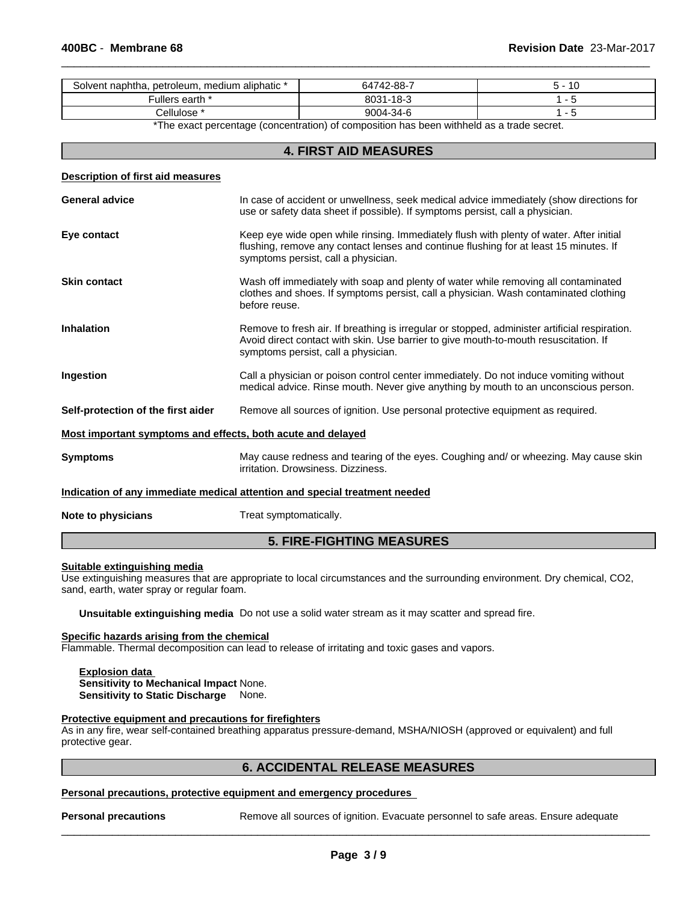| Solvent naphtha, petroleum, medium aliphatic * | 64742-88-7 | 5 - 10 |
|---|---|---|
| Fullers earth * | 8031-18-3 | 1 - 5 |
| Cellulose * | 9004-34-6 | 1 - 5 |

*The exact percentage (concentration) of composition has been withheld as a trade secret.

## 4. FIRST AID MEASURES

**Description of first aid measures**

**General advice** In case of accident or unwellness, seek medical advice immediately (show directions for use or safety data sheet if possible). If symptoms persist, call a physician.

**Eye contact** Keep eye wide open while rinsing. Immediately flush with plenty of water. After initial flushing, remove any contact lenses and continue flushing for at least 15 minutes. If symptoms persist, call a physician.

**Skin contact** Wash off immediately with soap and plenty of water while removing all contaminated clothes and shoes. If symptoms persist, call a physician. Wash contaminated clothing before reuse.

**Inhalation** Remove to fresh air. If breathing is irregular or stopped, administer artificial respiration. Avoid direct contact with skin. Use barrier to give mouth-to-mouth resuscitation. If symptoms persist, call a physician.

**Ingestion** Call a physician or poison control center immediately. Do not induce vomiting without medical advice. Rinse mouth. Never give anything by mouth to an unconscious person.

**Self-protection of the first aider** Remove all sources of ignition. Use personal protective equipment as required.

**Most important symptoms and effects, both acute and delayed**

**Symptoms** May cause redness and tearing of the eyes. Coughing and/ or wheezing. May cause skin irritation. Drowsiness. Dizziness.

**Indication of any immediate medical attention and special treatment needed**

**Note to physicians** Treat symptomatically.

## 5. FIRE-FIGHTING MEASURES

**Suitable extinguishing media**

Use extinguishing measures that are appropriate to local circumstances and the surrounding environment. Dry chemical, $CO_2$, sand, earth, water spray or regular foam.

**Unsuitable extinguishing media** Do not use a solid water stream as it may scatter and spread fire.

**Specific hazards arising from the chemical**

Flammable. Thermal decomposition can lead to release of irritating and toxic gases and vapors.

**Explosion data**
**Sensitivity to Mechanical Impact** None.
**Sensitivity to Static Discharge** None.

**Protective equipment and precautions for firefighters**

As in any fire, wear self-contained breathing apparatus pressure-demand, MSHA/NIOSH (approved or equivalent) and full protective gear.

## 6. ACCIDENTAL RELEASE MEASURES

**Personal precautions, protective equipment and emergency procedures**

**Personal precautions** Remove all sources of ignition. Evacuate personnel to safe areas. Ensure adequate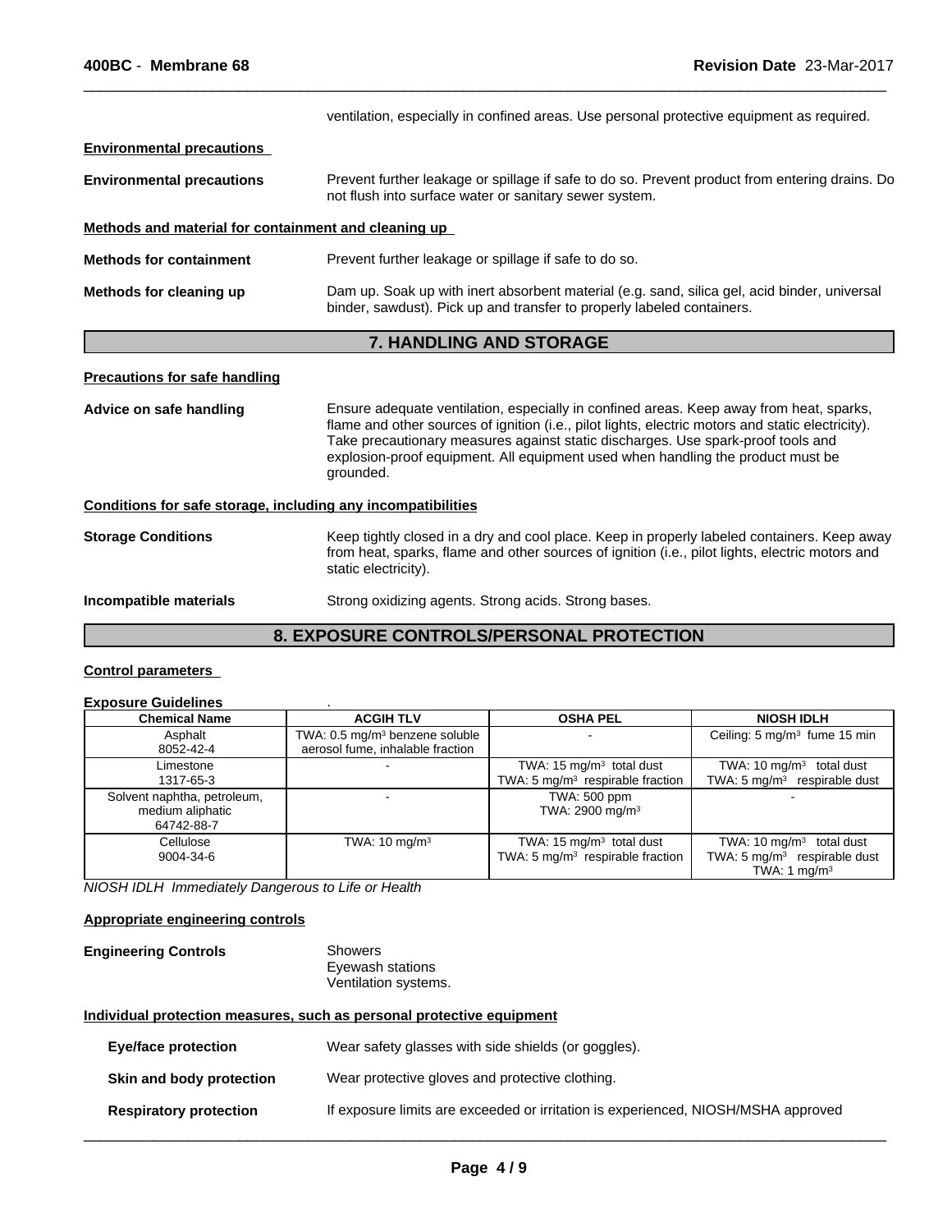ventilation, especially in confined areas. Use personal protective equipment as required.

**Environmental precautions**

**Environmental precautions** — Prevent further leakage or spillage if safe to do so. Prevent product from entering drains. Do not flush into surface water or sanitary sewer system.

**Methods and material for containment and cleaning up**

**Methods for containment** — Prevent further leakage or spillage if safe to do so.

**Methods for cleaning up** — Dam up. Soak up with inert absorbent material (e.g. sand, silica gel, acid binder, universal binder, sawdust). Pick up and transfer to properly labeled containers.

## 7. HANDLING AND STORAGE

**Precautions for safe handling**

**Advice on safe handling** — Ensure adequate ventilation, especially in confined areas. Keep away from heat, sparks, flame and other sources of ignition (i.e., pilot lights, electric motors and static electricity). Take precautionary measures against static discharges. Use spark-proof tools and explosion-proof equipment. All equipment used when handling the product must be grounded.

**Conditions for safe storage, including any incompatibilities**

**Storage Conditions** — Keep tightly closed in a dry and cool place. Keep in properly labeled containers. Keep away from heat, sparks, flame and other sources of ignition (i.e., pilot lights, electric motors and static electricity).

**Incompatible materials** — Strong oxidizing agents. Strong acids. Strong bases.

## 8. EXPOSURE CONTROLS/PERSONAL PROTECTION

**Control parameters**

**Exposure Guidelines** .

| Chemical Name | ACGIH TLV | OSHA PEL | NIOSH IDLH |
|---|---|---|---|
| Asphalt<br>8052-42-4 | TWA: 0.5 mg/m³ benzene soluble aerosol fume, inhalable fraction | - | Ceiling: 5 mg/m³ fume 15 min |
| Limestone<br>1317-65-3 | - | TWA: 15 mg/m³ total dust<br>TWA: 5 mg/m³ respirable fraction | TWA: 10 mg/m³ total dust<br>TWA: 5 mg/m³ respirable dust |
| Solvent naphtha, petroleum, medium aliphatic<br>64742-88-7 | - | TWA: 500 ppm<br>TWA: 2900 mg/m³ | - |
| Cellulose<br>9004-34-6 | TWA: 10 mg/m³ | TWA: 15 mg/m³ total dust<br>TWA: 5 mg/m³ respirable fraction | TWA: 10 mg/m³ total dust<br>TWA: 5 mg/m³ respirable dust<br>TWA: 1 mg/m³ |

*NIOSH IDLH Immediately Dangerous to Life or Health*

**Appropriate engineering controls**

**Engineering Controls** — Showers
Eyewash stations
Ventilation systems.

**Individual protection measures, such as personal protective equipment**

**Eye/face protection** — Wear safety glasses with side shields (or goggles).

**Skin and body protection** — Wear protective gloves and protective clothing.

**Respiratory protection** — If exposure limits are exceeded or irritation is experienced, NIOSH/MSHA approved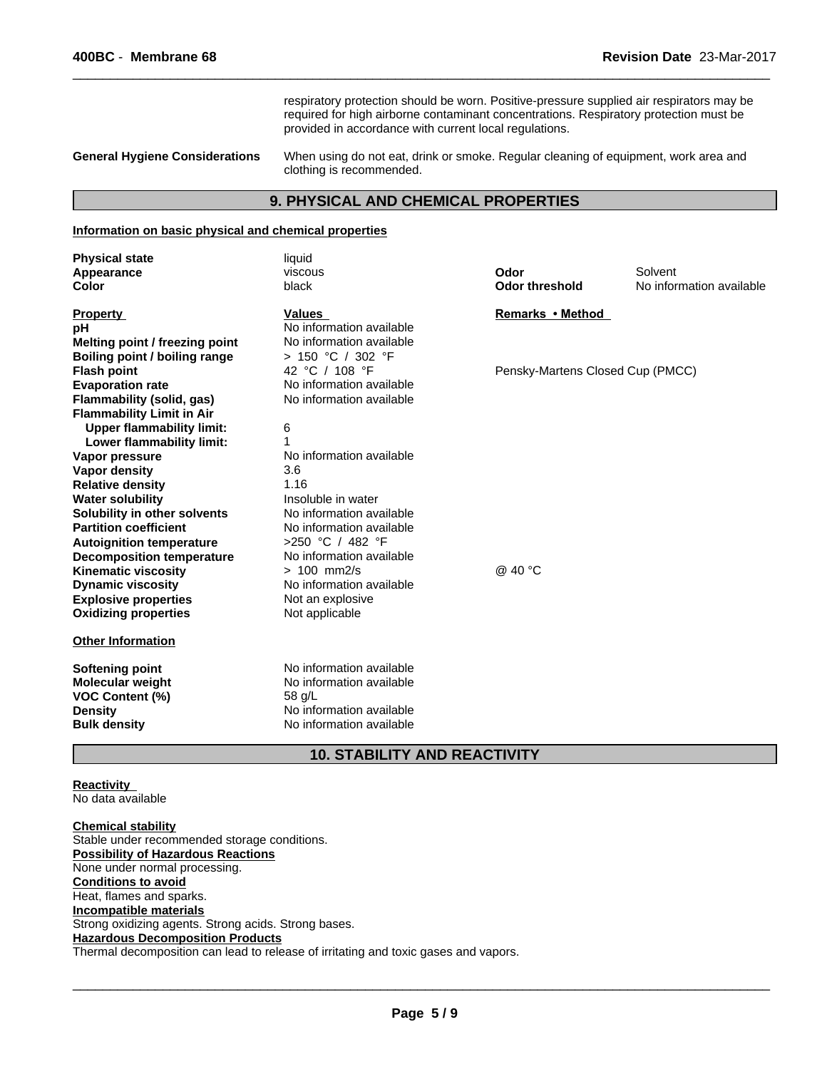respiratory protection should be worn. Positive-pressure supplied air respirators may be required for high airborne contaminant concentrations. Respiratory protection must be provided in accordance with current local regulations.

**General Hygiene Considerations** When using do not eat, drink or smoke. Regular cleaning of equipment, work area and clothing is recommended.

## 9. PHYSICAL AND CHEMICAL PROPERTIES

**Information on basic physical and chemical properties**

| | | | |
|---|---|---|---|
| **Physical state** | liquid | | |
| **Appearance** | viscous | **Odor** | Solvent |
| **Color** | black | **Odor threshold** | No information available |

| **Property** | **Values** | **Remarks • Method** |
|---|---|---|
| **pH** | No information available | |
| **Melting point / freezing point** | No information available | |
| **Boiling point / boiling range** | > 150 °C / 302 °F | |
| **Flash point** | 42 °C / 108 °F | Pensky-Martens Closed Cup (PMCC) |
| **Evaporation rate** | No information available | |
| **Flammability (solid, gas)** | No information available | |
| **Flammability Limit in Air** | | |
| **Upper flammability limit:** | 6 | |
| **Lower flammability limit:** | 1 | |
| **Vapor pressure** | No information available | |
| **Vapor density** | 3.6 | |
| **Relative density** | 1.16 | |
| **Water solubility** | Insoluble in water | |
| **Solubility in other solvents** | No information available | |
| **Partition coefficient** | No information available | |
| **Autoignition temperature** | >250 °C / 482 °F | |
| **Decomposition temperature** | No information available | |
| **Kinematic viscosity** | > 100 mm2/s | @ 40 °C |
| **Dynamic viscosity** | No information available | |
| **Explosive properties** | Not an explosive | |
| **Oxidizing properties** | Not applicable | |

**Other Information**

| | |
|---|---|
| **Softening point** | No information available |
| **Molecular weight** | No information available |
| **VOC Content (%)** | 58 g/L |
| **Density** | No information available |
| **Bulk density** | No information available |

## 10. STABILITY AND REACTIVITY

**Reactivity**
No data available

**Chemical stability**
Stable under recommended storage conditions.

**Possibility of Hazardous Reactions**
None under normal processing.

**Conditions to avoid**
Heat, flames and sparks.

**Incompatible materials**
Strong oxidizing agents. Strong acids. Strong bases.

**Hazardous Decomposition Products**
Thermal decomposition can lead to release of irritating and toxic gases and vapors.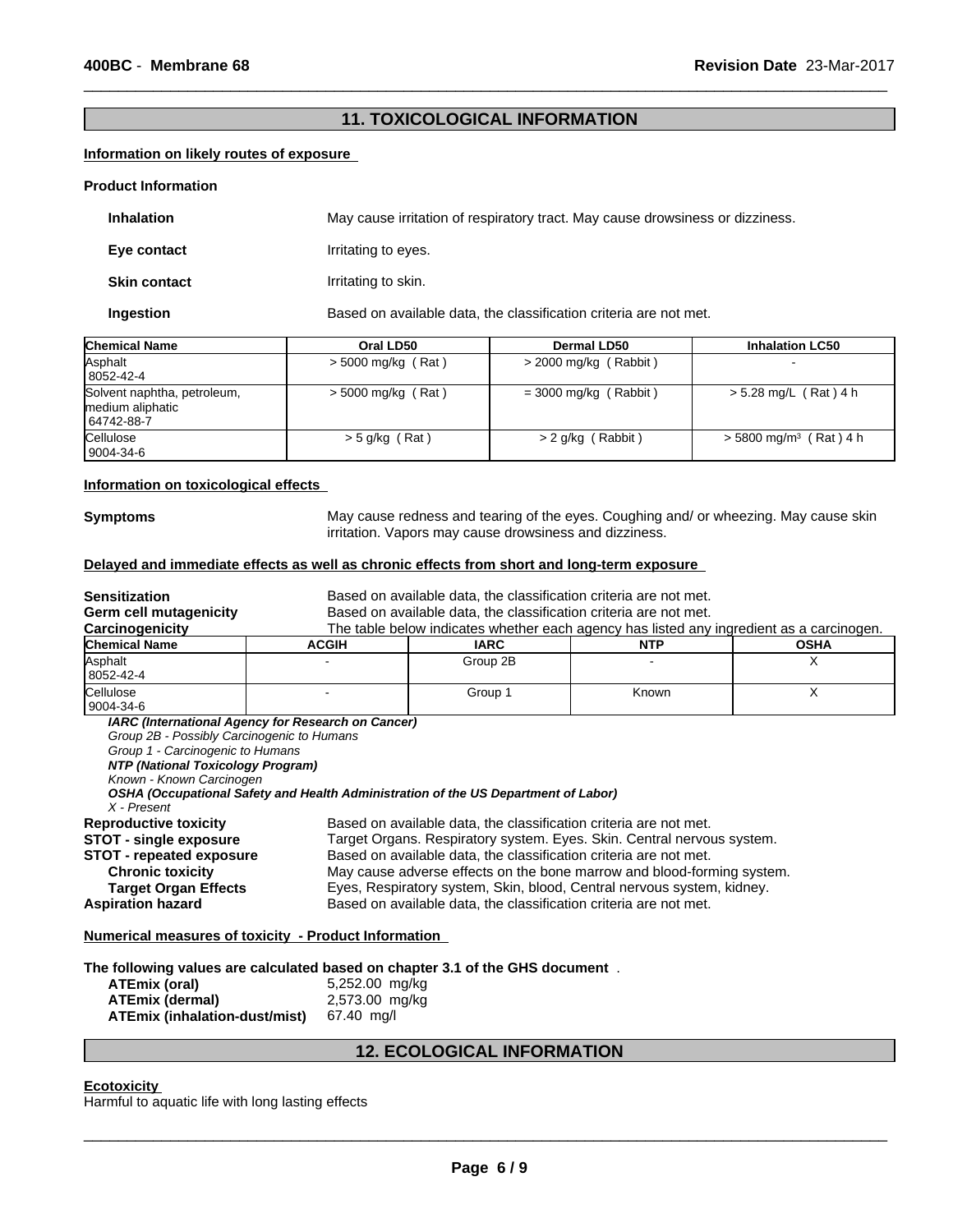## 11. TOXICOLOGICAL INFORMATION

**Information on likely routes of exposure**

**Product Information**

**Inhalation** May cause irritation of respiratory tract. May cause drowsiness or dizziness.

**Eye contact** Irritating to eyes.

**Skin contact** Irritating to skin.

**Ingestion** Based on available data, the classification criteria are not met.

| Chemical Name | Oral LD50 | Dermal LD50 | Inhalation LC50 |
|---|---|---|---|
| Asphalt 8052-42-4 | > 5000 mg/kg ( Rat ) | > 2000 mg/kg ( Rabbit ) | - |
| Solvent naphtha, petroleum, medium aliphatic 64742-88-7 | > 5000 mg/kg ( Rat ) | = 3000 mg/kg ( Rabbit ) | > 5.28 mg/L ( Rat ) 4 h |
| Cellulose 9004-34-6 | > 5 g/kg ( Rat ) | > 2 g/kg ( Rabbit ) | > 5800 mg/m³ ( Rat ) 4 h |

**Information on toxicological effects**

**Symptoms** May cause redness and tearing of the eyes. Coughing and/ or wheezing. May cause skin irritation. Vapors may cause drowsiness and dizziness.

**Delayed and immediate effects as well as chronic effects from short and long-term exposure**

**Sensitization** Based on available data, the classification criteria are not met.
**Germ cell mutagenicity** Based on available data, the classification criteria are not met.
**Carcinogenicity** The table below indicates whether each agency has listed any ingredient as a carcinogen.

| Chemical Name | ACGIH | IARC | NTP | OSHA |
|---|---|---|---|---|
| Asphalt 8052-42-4 | - | Group 2B | - | X |
| Cellulose 9004-34-6 | - | Group 1 | Known | X |

*IARC (International Agency for Research on Cancer)*
*Group 2B - Possibly Carcinogenic to Humans*
*Group 1 - Carcinogenic to Humans*
*NTP (National Toxicology Program)*
*Known - Known Carcinogen*
*OSHA (Occupational Safety and Health Administration of the US Department of Labor)*
*X - Present*

**Reproductive toxicity** Based on available data, the classification criteria are not met.
**STOT - single exposure** Target Organs. Respiratory system. Eyes. Skin. Central nervous system.
**STOT - repeated exposure** Based on available data, the classification criteria are not met.
**Chronic toxicity** May cause adverse effects on the bone marrow and blood-forming system.
**Target Organ Effects** Eyes, Respiratory system, Skin, blood, Central nervous system, kidney.
**Aspiration hazard** Based on available data, the classification criteria are not met.

**Numerical measures of toxicity - Product Information**

**The following values are calculated based on chapter 3.1 of the GHS document** .

**ATEmix (oral)** 5,252.00 mg/kg
**ATEmix (dermal)** 2,573.00 mg/kg
**ATEmix (inhalation-dust/mist)** 67.40 mg/l

## 12. ECOLOGICAL INFORMATION

**Ecotoxicity**
Harmful to aquatic life with long lasting effects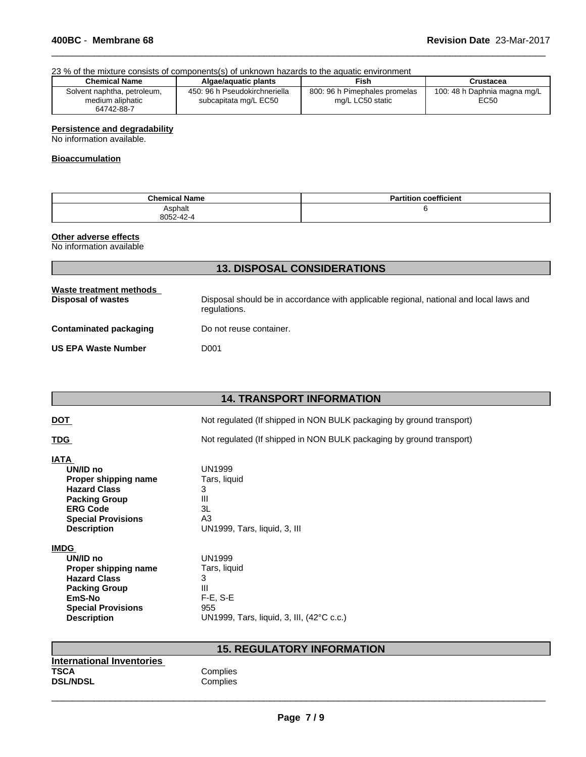23 % of the mixture consists of components(s) of unknown hazards to the aquatic environment

| Chemical Name | Algae/aquatic plants | Fish | Crustacea |
|---|---|---|---|
| Solvent naphtha, petroleum, medium aliphatic 64742-88-7 | 450: 96 h Pseudokirchneriella subcapitata mg/L EC50 | 800: 96 h Pimephales promelas mg/L LC50 static | 100: 48 h Daphnia magna mg/L EC50 |

**Persistence and degradability**

No information available.

**Bioaccumulation**

| Chemical Name | Partition coefficient |
|---|---|
| Asphalt 8052-42-4 | 6 |

**Other adverse effects**

No information available

## 13. DISPOSAL CONSIDERATIONS

**Waste treatment methods**

**Disposal of wastes** Disposal should be in accordance with applicable regional, national and local laws and regulations.

**Contaminated packaging** Do not reuse container.

**US EPA Waste Number** D001

## 14. TRANSPORT INFORMATION

**DOT** Not regulated (If shipped in NON BULK packaging by ground transport)

**TDG** Not regulated (If shipped in NON BULK packaging by ground transport)

**IATA**

- **UN/ID no** UN1999
- **Proper shipping name** Tars, liquid
- **Hazard Class** 3
- **Packing Group** III
- **ERG Code** 3L
- **Special Provisions** A3
- **Description** UN1999, Tars, liquid, 3, III

**IMDG**

- **UN/ID no** UN1999
- **Proper shipping name** Tars, liquid
- **Hazard Class** 3
- **Packing Group** III
- **EmS-No** F-E, S-E
- **Special Provisions** 955
- **Description** UN1999, Tars, liquid, 3, III, (42°C c.c.)

## 15. REGULATORY INFORMATION

**International Inventories**

**TSCA** Complies

**DSL/NDSL** Complies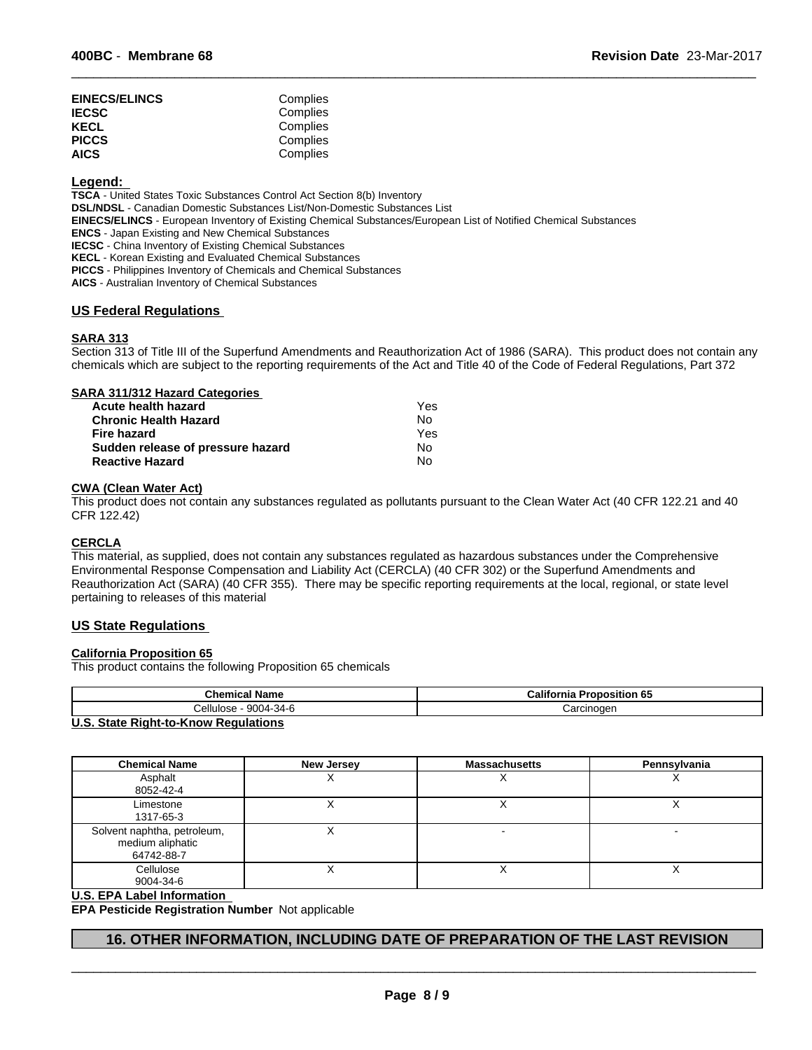| | |
|---|---|
| **EINECS/ELINCS** | Complies |
| **IECSC** | Complies |
| **KECL** | Complies |
| **PICCS** | Complies |
| **AICS** | Complies |

**Legend:**

**TSCA** - United States Toxic Substances Control Act Section 8(b) Inventory
**DSL/NDSL** - Canadian Domestic Substances List/Non-Domestic Substances List
**EINECS/ELINCS** - European Inventory of Existing Chemical Substances/European List of Notified Chemical Substances
**ENCS** - Japan Existing and New Chemical Substances
**IECSC** - China Inventory of Existing Chemical Substances
**KECL** - Korean Existing and Evaluated Chemical Substances
**PICCS** - Philippines Inventory of Chemicals and Chemical Substances
**AICS** - Australian Inventory of Chemical Substances

## US Federal Regulations

### SARA 313

Section 313 of Title III of the Superfund Amendments and Reauthorization Act of 1986 (SARA). This product does not contain any chemicals which are subject to the reporting requirements of the Act and Title 40 of the Code of Federal Regulations, Part 372

### SARA 311/312 Hazard Categories

| | |
|---|---|
| **Acute health hazard** | Yes |
| **Chronic Health Hazard** | No |
| **Fire hazard** | Yes |
| **Sudden release of pressure hazard** | No |
| **Reactive Hazard** | No |

### CWA (Clean Water Act)

This product does not contain any substances regulated as pollutants pursuant to the Clean Water Act (40 CFR 122.21 and 40 CFR 122.42)

### CERCLA

This material, as supplied, does not contain any substances regulated as hazardous substances under the Comprehensive Environmental Response Compensation and Liability Act (CERCLA) (40 CFR 302) or the Superfund Amendments and Reauthorization Act (SARA) (40 CFR 355). There may be specific reporting requirements at the local, regional, or state level pertaining to releases of this material

## US State Regulations

### California Proposition 65

This product contains the following Proposition 65 chemicals

| Chemical Name | California Proposition 65 |
|---|---|
| Cellulose - 9004-34-6 | Carcinogen |

### U.S. State Right-to-Know Regulations

| Chemical Name | New Jersey | Massachusetts | Pennsylvania |
|---|---|---|---|
| Asphalt<br>8052-42-4 | X | X | X |
| Limestone<br>1317-65-3 | X | X | X |
| Solvent naphtha, petroleum, medium aliphatic<br>64742-88-7 | X | - | - |
| Cellulose<br>9004-34-6 | X | X | X |

### U.S. EPA Label Information

**EPA Pesticide Registration Number** Not applicable

## 16. OTHER INFORMATION, INCLUDING DATE OF PREPARATION OF THE LAST REVISION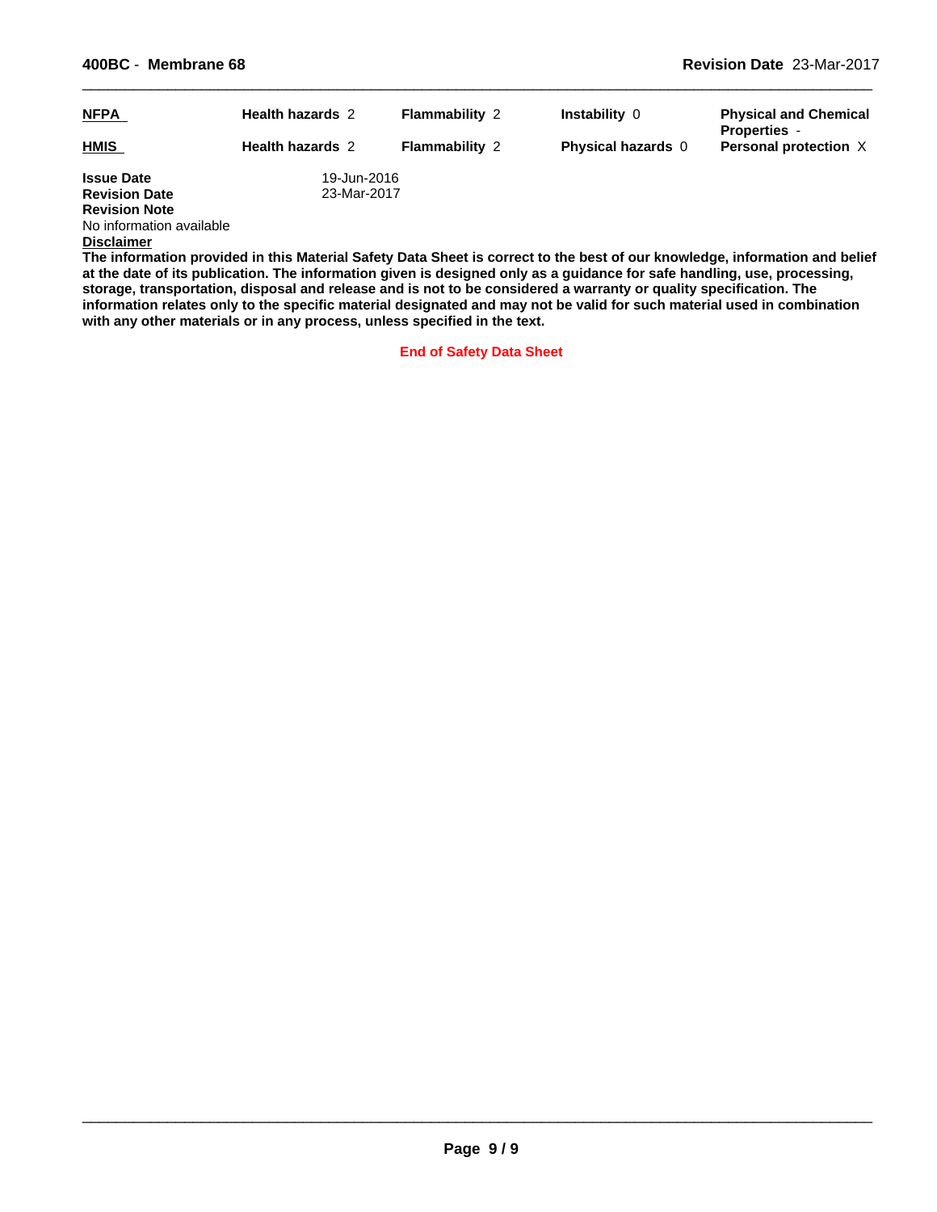| | | | | |
|---|---|---|---|---|
| **NFPA** | **Health hazards** 2 | **Flammability** 2 | **Instability** 0 | **Physical and Chemical Properties** - |
| **HMIS** | **Health hazards** 2 | **Flammability** 2 | **Physical hazards** 0 | **Personal protection** X |

**Issue Date** 19-Jun-2016
**Revision Date** 23-Mar-2017
**Revision Note**
No information available

**Disclaimer**

**The information provided in this Material Safety Data Sheet is correct to the best of our knowledge, information and belief at the date of its publication. The information given is designed only as a guidance for safe handling, use, processing, storage, transportation, disposal and release and is not to be considered a warranty or quality specification. The information relates only to the specific material designated and may not be valid for such material used in combination with any other materials or in any process, unless specified in the text.**

**End of Safety Data Sheet**